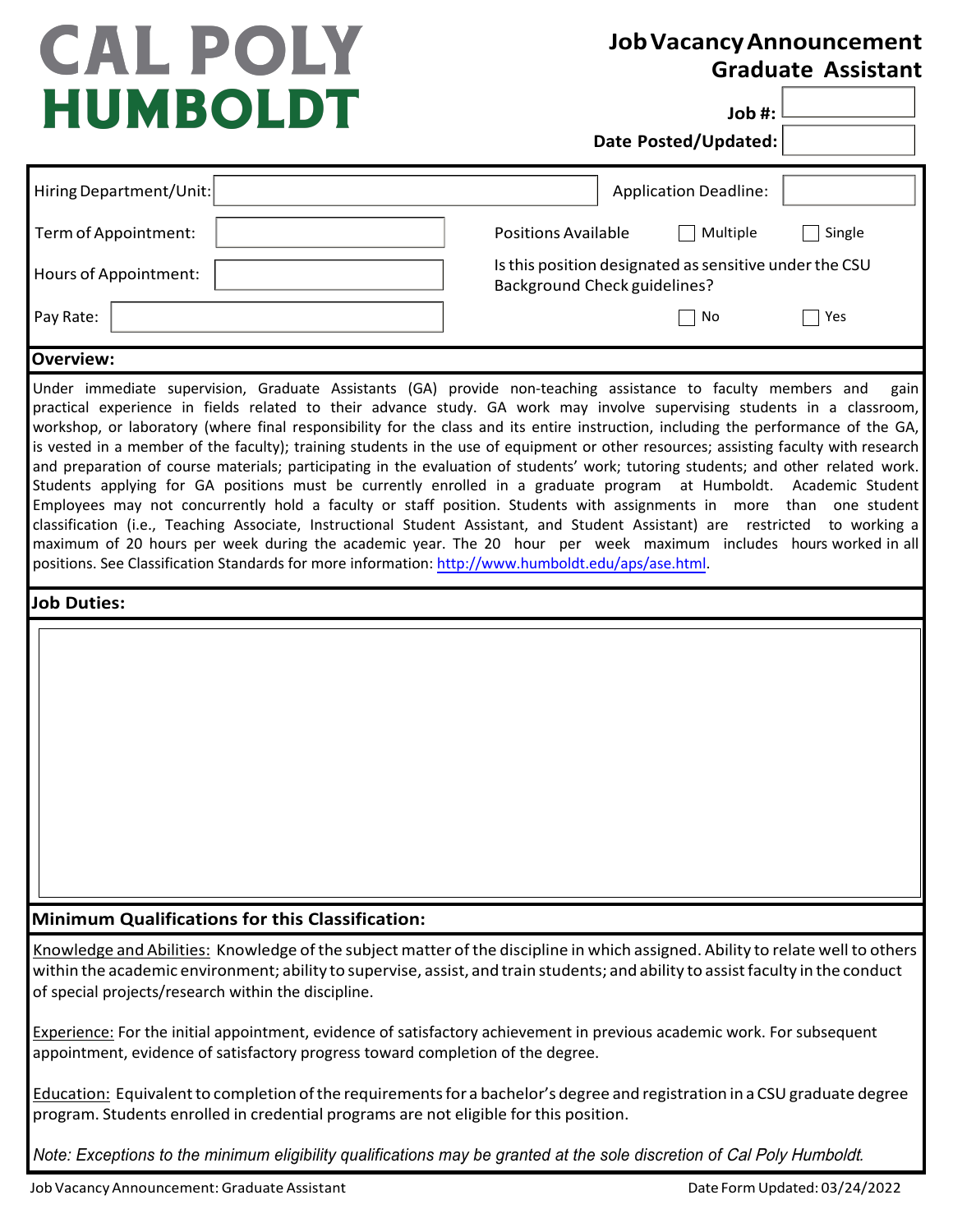# CAL POLY HUMBOLDT

## Job Vacancy Announcement
## Graduate Assistant

**Job #:**

**Date Posted/Updated:**

| | | | | |
|---|---|---|---|---|
| Hiring Department/Unit: | | Application Deadline: | | |
| Term of Appointment: | | Positions Available | ☐ Multiple | ☐ Single |
| Hours of Appointment: | | Is this position designated as sensitive under the CSU Background Check guidelines? | | |
| Pay Rate: | | | ☐ No | ☐ Yes |

### Overview:

Under immediate supervision, Graduate Assistants (GA) provide non-teaching assistance to faculty members and gain practical experience in fields related to their advance study. GA work may involve supervising students in a classroom, workshop, or laboratory (where final responsibility for the class and its entire instruction, including the performance of the GA, is vested in a member of the faculty); training students in the use of equipment or other resources; assisting faculty with research and preparation of course materials; participating in the evaluation of students' work; tutoring students; and other related work. Students applying for GA positions must be currently enrolled in a graduate program at Humboldt. Academic Student Employees may not concurrently hold a faculty or staff position. Students with assignments in more than one student classification (i.e., Teaching Associate, Instructional Student Assistant, and Student Assistant) are restricted to working a maximum of 20 hours per week during the academic year. The 20 hour per week maximum includes hours worked in all positions. See Classification Standards for more information: http://www.humboldt.edu/aps/ase.html.

### Job Duties:

### Minimum Qualifications for this Classification:

Knowledge and Abilities: Knowledge of the subject matter of the discipline in which assigned. Ability to relate well to others within the academic environment; ability to supervise, assist, and train students; and ability to assist faculty in the conduct of special projects/research within the discipline.

Experience: For the initial appointment, evidence of satisfactory achievement in previous academic work. For subsequent appointment, evidence of satisfactory progress toward completion of the degree.

Education: Equivalent to completion of the requirements for a bachelor's degree and registration in a CSU graduate degree program. Students enrolled in credential programs are not eligible for this position.

*Note: Exceptions to the minimum eligibility qualifications may be granted at the sole discretion of Cal Poly Humboldt.*

Job Vacancy Announcement: Graduate Assistant — Date Form Updated: 03/24/2022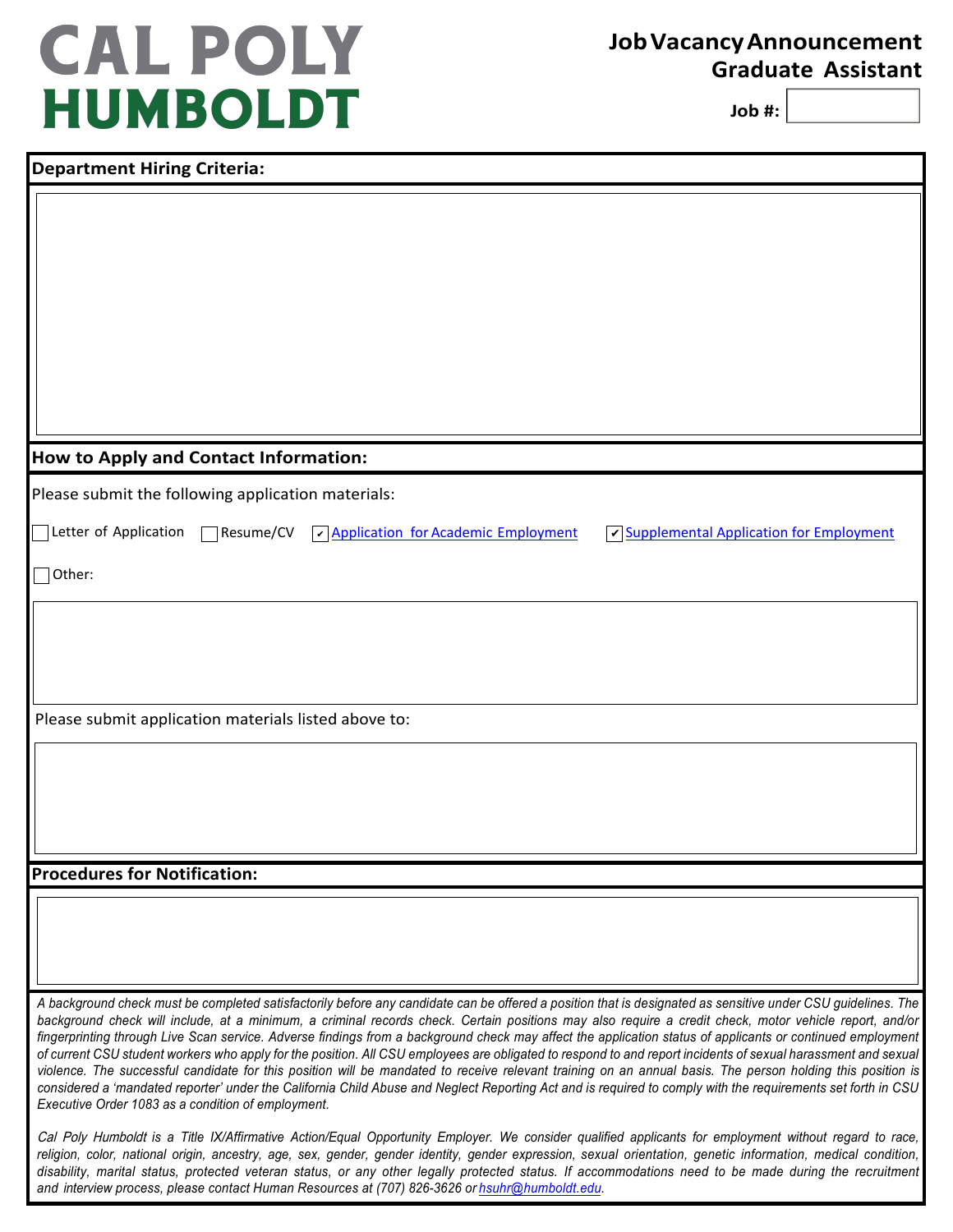# CAL POLY HUMBOLDT

## Job Vacancy Announcement
## Graduate Assistant

**Job #:**

**Department Hiring Criteria:**

**How to Apply and Contact Information:**

Please submit the following application materials:

☐ Letter of Application ☐ Resume/CV ☑ Application for Academic Employment ☑ Supplemental Application for Employment

☐ Other:

Please submit application materials listed above to:

**Procedures for Notification:**

*A background check must be completed satisfactorily before any candidate can be offered a position that is designated as sensitive under CSU guidelines. The background check will include, at a minimum, a criminal records check. Certain positions may also require a credit check, motor vehicle report, and/or fingerprinting through Live Scan service. Adverse findings from a background check may affect the application status of applicants or continued employment of current CSU student workers who apply for the position. All CSU employees are obligated to respond to and report incidents of sexual harassment and sexual violence. The successful candidate for this position will be mandated to receive relevant training on an annual basis. The person holding this position is considered a 'mandated reporter' under the California Child Abuse and Neglect Reporting Act and is required to comply with the requirements set forth in CSU Executive Order 1083 as a condition of employment.*

*Cal Poly Humboldt is a Title IX/Affirmative Action/Equal Opportunity Employer. We consider qualified applicants for employment without regard to race, religion, color, national origin, ancestry, age, sex, gender, gender identity, gender expression, sexual orientation, genetic information, medical condition, disability, marital status, protected veteran status, or any other legally protected status. If accommodations need to be made during the recruitment and interview process, please contact Human Resources at (707) 826-3626 or hsuhr@humboldt.edu.*